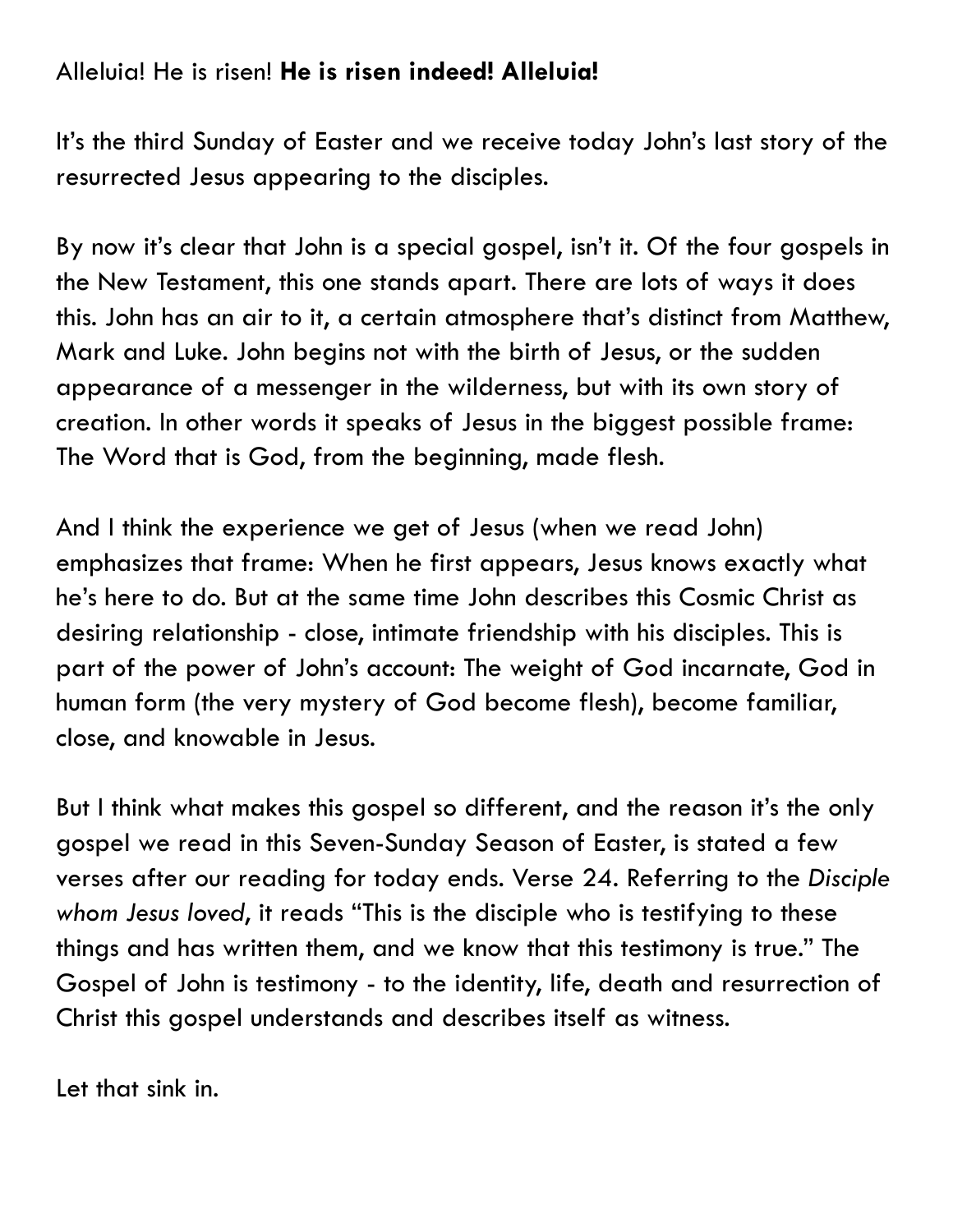Alleluia! He is risen! **He is risen indeed! Alleluia!**

It's the third Sunday of Easter and we receive today John's last story of the resurrected Jesus appearing to the disciples.

By now it's clear that John is a special gospel, isn't it. Of the four gospels in the New Testament, this one stands apart. There are lots of ways it does this. John has an air to it, a certain atmosphere that's distinct from Matthew, Mark and Luke. John begins not with the birth of Jesus, or the sudden appearance of a messenger in the wilderness, but with its own story of creation. In other words it speaks of Jesus in the biggest possible frame: The Word that is God, from the beginning, made flesh.

And I think the experience we get of Jesus (when we read John) emphasizes that frame: When he first appears, Jesus knows exactly what he's here to do. But at the same time John describes this Cosmic Christ as desiring relationship - close, intimate friendship with his disciples. This is part of the power of John's account: The weight of God incarnate, God in human form (the very mystery of God become flesh), become familiar, close, and knowable in Jesus.

But I think what makes this gospel so different, and the reason it's the only gospel we read in this Seven-Sunday Season of Easter, is stated a few verses after our reading for today ends. Verse 24. Referring to the *Disciple whom Jesus loved*, it reads "This is the disciple who is testifying to these things and has written them, and we know that this testimony is true." The Gospel of John is testimony - to the identity, life, death and resurrection of Christ this gospel understands and describes itself as witness.

Let that sink in.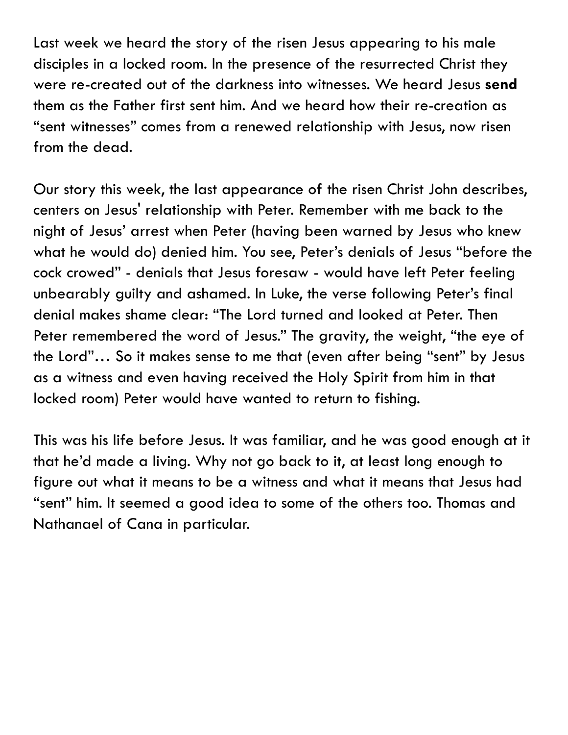Last week we heard the story of the risen Jesus appearing to his male disciples in a locked room. In the presence of the resurrected Christ they were re-created out of the darkness into witnesses. We heard Jesus **send** them as the Father first sent him. And we heard how their re-creation as "sent witnesses" comes from a renewed relationship with Jesus, now risen from the dead.

Our story this week, the last appearance of the risen Christ John describes, centers on Jesus' relationship with Peter. Remember with me back to the night of Jesus' arrest when Peter (having been warned by Jesus who knew what he would do) denied him. You see, Peter's denials of Jesus "before the cock crowed" - denials that Jesus foresaw - would have left Peter feeling unbearably guilty and ashamed. In Luke, the verse following Peter's final denial makes shame clear: "The Lord turned and looked at Peter. Then Peter remembered the word of Jesus." The gravity, the weight, "the eye of the Lord"… So it makes sense to me that (even after being "sent" by Jesus as a witness and even having received the Holy Spirit from him in that locked room) Peter would have wanted to return to fishing.

This was his life before Jesus. It was familiar, and he was good enough at it that he'd made a living. Why not go back to it, at least long enough to figure out what it means to be a witness and what it means that Jesus had "sent" him. It seemed a good idea to some of the others too. Thomas and Nathanael of Cana in particular.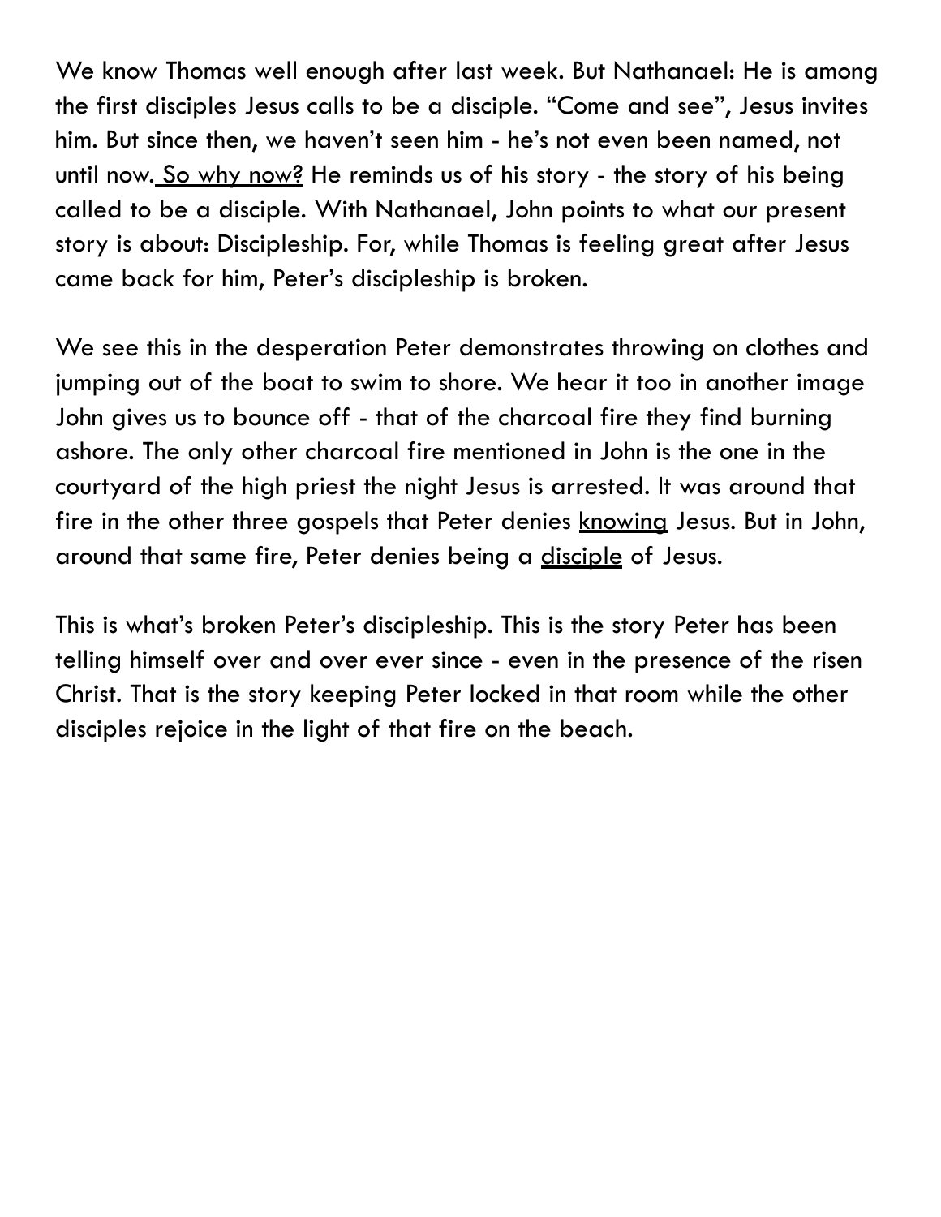We know Thomas well enough after last week. But Nathanael: He is among the first disciples Jesus calls to be a disciple. "Come and see", Jesus invites him. But since then, we haven't seen him - he's not even been named, not until now. <u>So why now?</u> He reminds us of his story - the story of his being called to be a disciple. With Nathanael, John points to what our present story is about: Discipleship. For, while Thomas is feeling great after Jesus came back for him, Peter's discipleship is broken.

We see this in the desperation Peter demonstrates throwing on clothes and jumping out of the boat to swim to shore. We hear it too in another image John gives us to bounce off - that of the charcoal fire they find burning ashore. The only other charcoal fire mentioned in John is the one in the courtyard of the high priest the night Jesus is arrested. It was around that fire in the other three gospels that Peter denies <u>knowing</u> Jesus. But in John, around that same fire, Peter denies being a <u>disciple</u> of Jesus.

This is what's broken Peter's discipleship. This is the story Peter has been telling himself over and over ever since - even in the presence of the risen Christ. That is the story keeping Peter locked in that room while the other disciples rejoice in the light of that fire on the beach.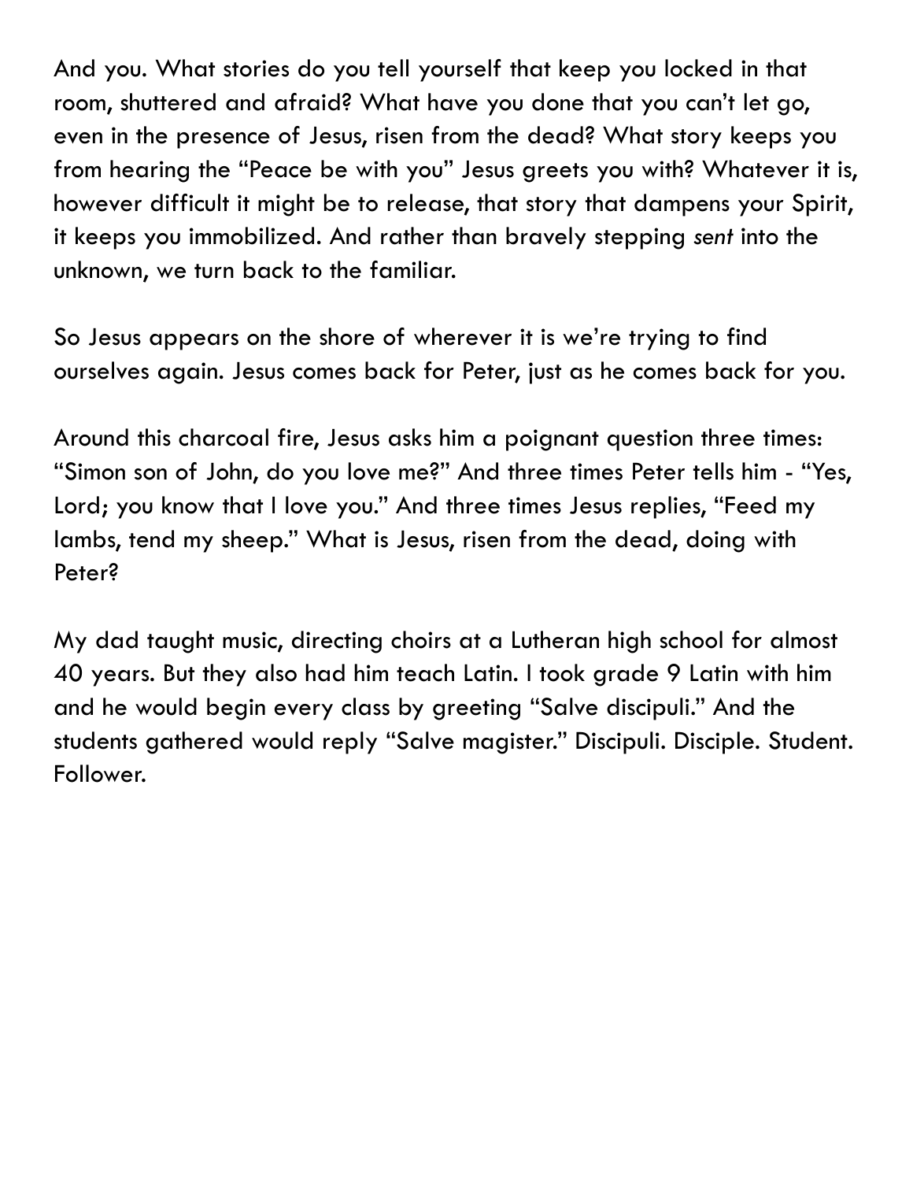And you. What stories do you tell yourself that keep you locked in that room, shuttered and afraid? What have you done that you can't let go, even in the presence of Jesus, risen from the dead? What story keeps you from hearing the "Peace be with you" Jesus greets you with? Whatever it is, however difficult it might be to release, that story that dampens your Spirit, it keeps you immobilized. And rather than bravely stepping *sent* into the unknown, we turn back to the familiar.

So Jesus appears on the shore of wherever it is we're trying to find ourselves again. Jesus comes back for Peter, just as he comes back for you.

Around this charcoal fire, Jesus asks him a poignant question three times: "Simon son of John, do you love me?" And three times Peter tells him - "Yes, Lord; you know that I love you." And three times Jesus replies, "Feed my lambs, tend my sheep." What is Jesus, risen from the dead, doing with Peter?

My dad taught music, directing choirs at a Lutheran high school for almost 40 years. But they also had him teach Latin. I took grade 9 Latin with him and he would begin every class by greeting "Salve discipuli." And the students gathered would reply "Salve magister." Discipuli. Disciple. Student. Follower.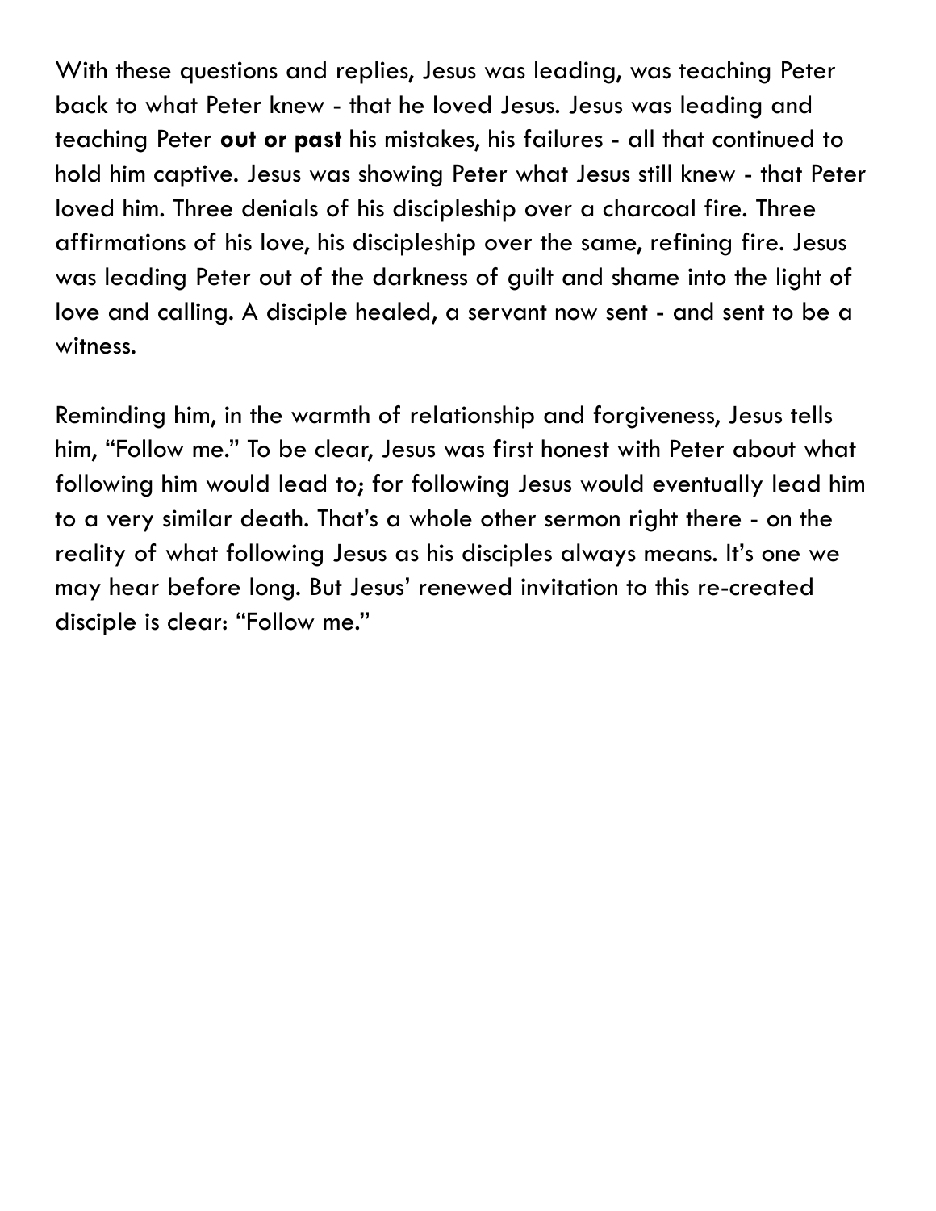With these questions and replies, Jesus was leading, was teaching Peter back to what Peter knew - that he loved Jesus. Jesus was leading and teaching Peter **out or past** his mistakes, his failures - all that continued to hold him captive. Jesus was showing Peter what Jesus still knew - that Peter loved him. Three denials of his discipleship over a charcoal fire. Three affirmations of his love, his discipleship over the same, refining fire. Jesus was leading Peter out of the darkness of guilt and shame into the light of love and calling. A disciple healed, a servant now sent - and sent to be a witness.

Reminding him, in the warmth of relationship and forgiveness, Jesus tells him, "Follow me." To be clear, Jesus was first honest with Peter about what following him would lead to; for following Jesus would eventually lead him to a very similar death. That's a whole other sermon right there - on the reality of what following Jesus as his disciples always means. It's one we may hear before long. But Jesus' renewed invitation to this re-created disciple is clear: "Follow me."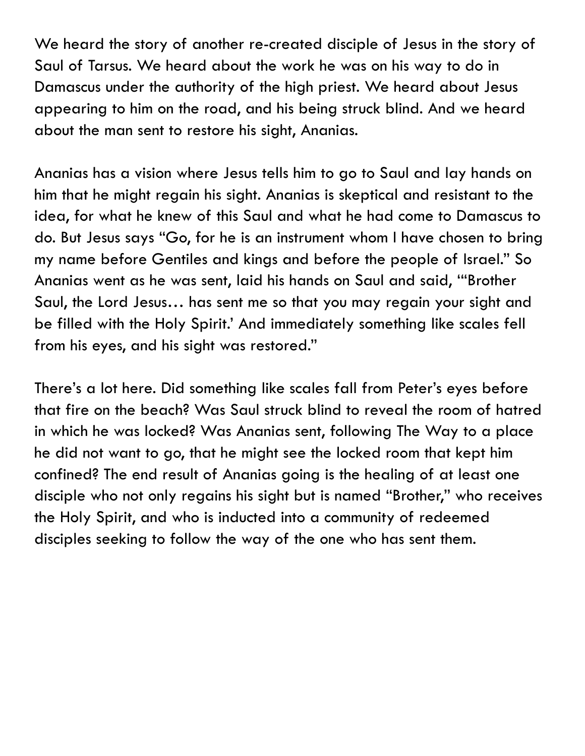We heard the story of another re-created disciple of Jesus in the story of Saul of Tarsus. We heard about the work he was on his way to do in Damascus under the authority of the high priest. We heard about Jesus appearing to him on the road, and his being struck blind. And we heard about the man sent to restore his sight, Ananias.

Ananias has a vision where Jesus tells him to go to Saul and lay hands on him that he might regain his sight. Ananias is skeptical and resistant to the idea, for what he knew of this Saul and what he had come to Damascus to do. But Jesus says "Go, for he is an instrument whom I have chosen to bring my name before Gentiles and kings and before the people of Israel." So Ananias went as he was sent, laid his hands on Saul and said, "'Brother Saul, the Lord Jesus… has sent me so that you may regain your sight and be filled with the Holy Spirit.' And immediately something like scales fell from his eyes, and his sight was restored."

There's a lot here. Did something like scales fall from Peter's eyes before that fire on the beach? Was Saul struck blind to reveal the room of hatred in which he was locked? Was Ananias sent, following The Way to a place he did not want to go, that he might see the locked room that kept him confined? The end result of Ananias going is the healing of at least one disciple who not only regains his sight but is named "Brother," who receives the Holy Spirit, and who is inducted into a community of redeemed disciples seeking to follow the way of the one who has sent them.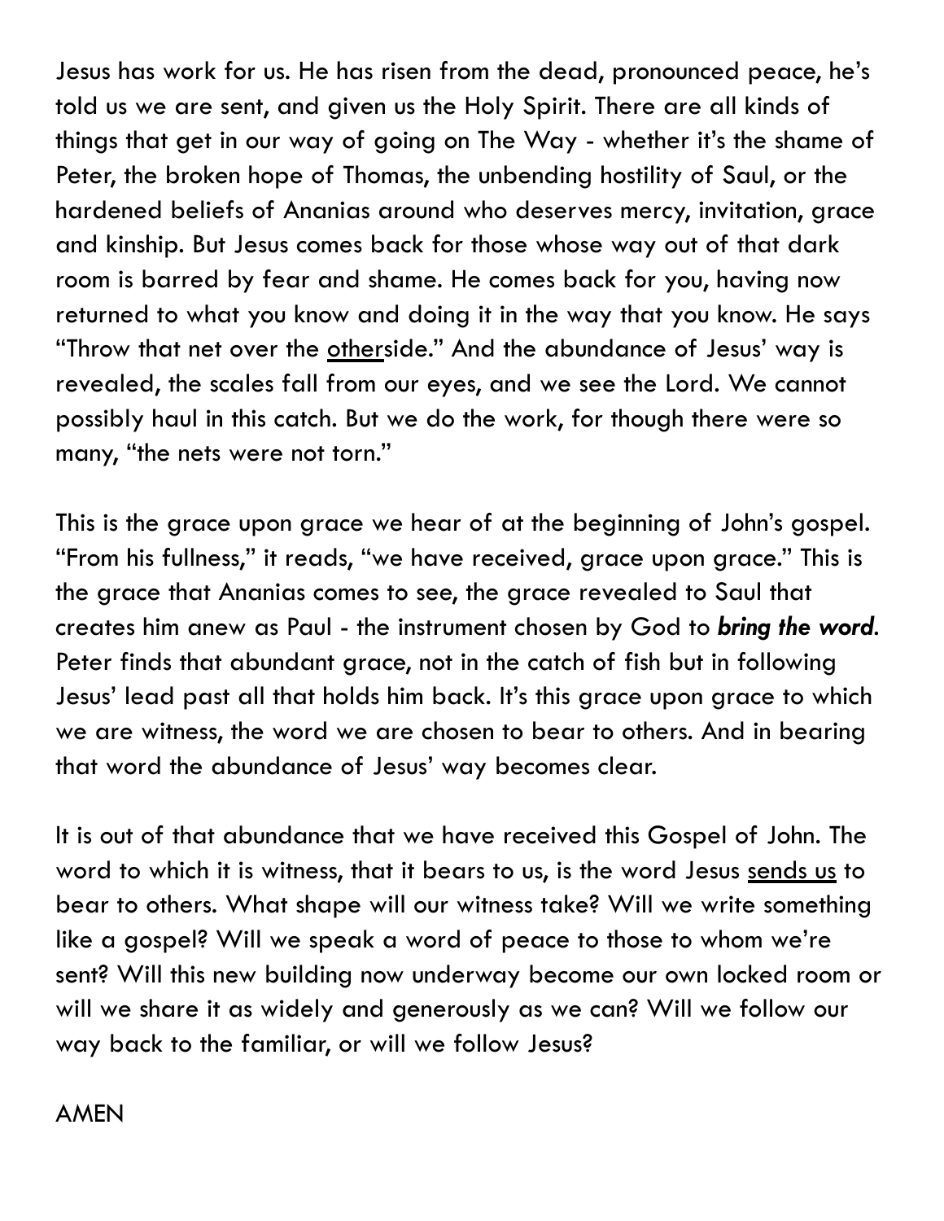Jesus has work for us. He has risen from the dead, pronounced peace, he's told us we are sent, and given us the Holy Spirit. There are all kinds of things that get in our way of going on The Way - whether it's the shame of Peter, the broken hope of Thomas, the unbending hostility of Saul, or the hardened beliefs of Ananias around who deserves mercy, invitation, grace and kinship. But Jesus comes back for those whose way out of that dark room is barred by fear and shame. He comes back for you, having now returned to what you know and doing it in the way that you know. He says "Throw that net over the <u>other</u>side." And the abundance of Jesus' way is revealed, the scales fall from our eyes, and we see the Lord. We cannot possibly haul in this catch. But we do the work, for though there were so many, "the nets were not torn."

This is the grace upon grace we hear of at the beginning of John's gospel. "From his fullness," it reads, "we have received, grace upon grace." This is the grace that Ananias comes to see, the grace revealed to Saul that creates him anew as Paul - the instrument chosen by God to ***bring the word***. Peter finds that abundant grace, not in the catch of fish but in following Jesus' lead past all that holds him back. It's this grace upon grace to which we are witness, the word we are chosen to bear to others. And in bearing that word the abundance of Jesus' way becomes clear.

It is out of that abundance that we have received this Gospel of John. The word to which it is witness, that it bears to us, is the word Jesus <u>sends us</u> to bear to others. What shape will our witness take? Will we write something like a gospel? Will we speak a word of peace to those to whom we're sent? Will this new building now underway become our own locked room or will we share it as widely and generously as we can? Will we follow our way back to the familiar, or will we follow Jesus?

AMEN